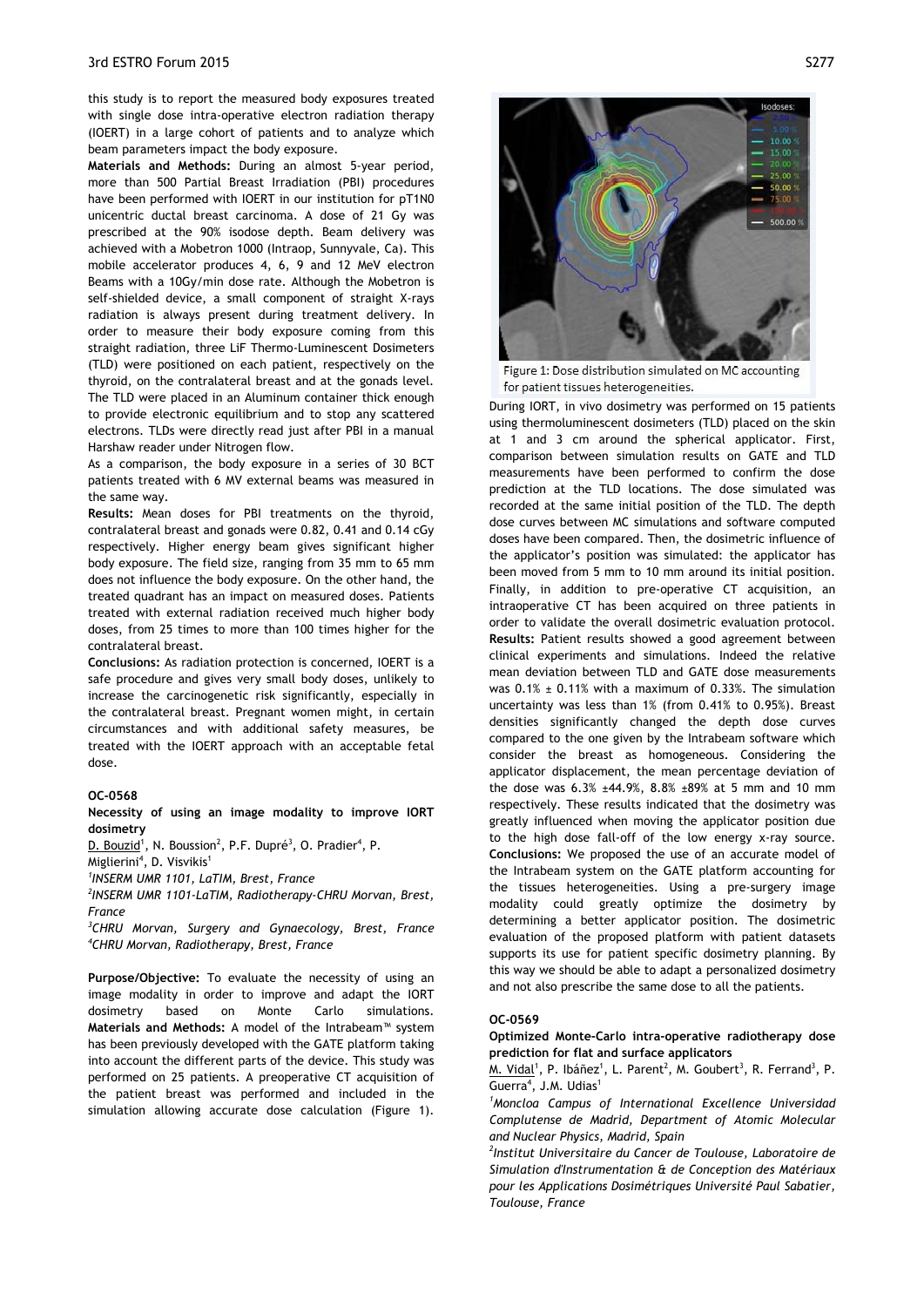this study is to report the measured body exposures treated with single dose intra-operative electron radiation therapy (IOERT) in a large cohort of patients and to analyze which beam parameters impact the body exposure.

**Materials and Methods:** During an almost 5-year period, more than 500 Partial Breast Irradiation (PBI) procedures have been performed with IOERT in our institution for pT1N0 unicentric ductal breast carcinoma. A dose of 21 Gy was prescribed at the 90% isodose depth. Beam delivery was achieved with a Mobetron 1000 (Intraop, Sunnyvale, Ca). This mobile accelerator produces 4, 6, 9 and 12 MeV electron Beams with a 10Gy/min dose rate. Although the Mobetron is self-shielded device, a small component of straight X-rays radiation is always present during treatment delivery. In order to measure their body exposure coming from this straight radiation, three LiF Thermo-Luminescent Dosimeters (TLD) were positioned on each patient, respectively on the thyroid, on the contralateral breast and at the gonads level. The TLD were placed in an Aluminum container thick enough to provide electronic equilibrium and to stop any scattered electrons. TLDs were directly read just after PBI in a manual Harshaw reader under Nitrogen flow.

As a comparison, the body exposure in a series of 30 BCT patients treated with 6 MV external beams was measured in the same way.

**Results:** Mean doses for PBI treatments on the thyroid, contralateral breast and gonads were 0.82, 0.41 and 0.14 cGy respectively. Higher energy beam gives significant higher body exposure. The field size, ranging from 35 mm to 65 mm does not influence the body exposure. On the other hand, the treated quadrant has an impact on measured doses. Patients treated with external radiation received much higher body doses, from 25 times to more than 100 times higher for the contralateral breast.

**Conclusions:** As radiation protection is concerned, IOERT is a safe procedure and gives very small body doses, unlikely to increase the carcinogenetic risk significantly, especially in the contralateral breast. Pregnant women might, in certain circumstances and with additional safety measures, be treated with the IOERT approach with an acceptable fetal dose.

**OC-0568**

**Necessity of using an image modality to improve IORT dosimetry**

D. Bouzid[1], N. Boussion[2], P.F. Dupré[3], O. Pradier[4], P. Miglierini[4], D. Visvikis[1]

[1]*INSERM UMR 1101, LaTIM, Brest, France*

[2]*INSERM UMR 1101-LaTIM, Radiotherapy-CHRU Morvan, Brest, France*

[3]*CHRU Morvan, Surgery and Gynaecology, Brest, France*

[4]*CHRU Morvan, Radiotherapy, Brest, France*

**Purpose/Objective:** To evaluate the necessity of using an image modality in order to improve and adapt the IORT dosimetry based on Monte Carlo simulations.

**Materials and Methods:** A model of the Intrabeam™ system has been previously developed with the GATE platform taking into account the different parts of the device. This study was performed on 25 patients. A preoperative CT acquisition of the patient breast was performed and included in the simulation allowing accurate dose calculation (Figure 1).

Figure 1: Dose distribution simulated on MC accounting for patient tissues heterogeneities.

During IORT, in vivo dosimetry was performed on 15 patients using thermoluminescent dosimeters (TLD) placed on the skin at 1 and 3 cm around the spherical applicator. First, comparison between simulation results on GATE and TLD measurements have been performed to confirm the dose prediction at the TLD locations. The dose simulated was recorded at the same initial position of the TLD. The depth dose curves between MC simulations and software computed doses have been compared. Then, the dosimetric influence of the applicator's position was simulated: the applicator has been moved from 5 mm to 10 mm around its initial position. Finally, in addition to pre-operative CT acquisition, an intraoperative CT has been acquired on three patients in order to validate the overall dosimetric evaluation protocol.

**Results:** Patient results showed a good agreement between clinical experiments and simulations. Indeed the relative mean deviation between TLD and GATE dose measurements was 0.1% ± 0.11% with a maximum of 0.33%. The simulation uncertainty was less than 1% (from 0.41% to 0.95%). Breast densities significantly changed the depth dose curves compared to the one given by the Intrabeam software which consider the breast as homogeneous. Considering the applicator displacement, the mean percentage deviation of the dose was 6.3% ±44.9%, 8.8% ±89% at 5 mm and 10 mm respectively. These results indicated that the dosimetry was greatly influenced when moving the applicator position due to the high dose fall-off of the low energy x-ray source.

**Conclusions:** We proposed the use of an accurate model of the Intrabeam system on the GATE platform accounting for the tissues heterogeneities. Using a pre-surgery image modality could greatly optimize the dosimetry by determining a better applicator position. The dosimetric evaluation of the proposed platform with patient datasets supports its use for patient specific dosimetry planning. By this way we should be able to adapt a personalized dosimetry and not also prescribe the same dose to all the patients.

**OC-0569**

**Optimized Monte-Carlo intra-operative radiotherapy dose prediction for flat and surface applicators**

M. Vidal[1], P. Ibáñez[1], L. Parent[2], M. Goubert[3], R. Ferrand[3], P. Guerra[4], J.M. Udias[1]

[1]*Moncloa Campus of International Excellence Universidad Complutense de Madrid, Department of Atomic Molecular and Nuclear Physics, Madrid, Spain*

[2]*Institut Universitaire du Cancer de Toulouse, Laboratoire de Simulation d'Instrumentation & de Conception des Matériaux pour les Applications Dosimétriques Université Paul Sabatier, Toulouse, France*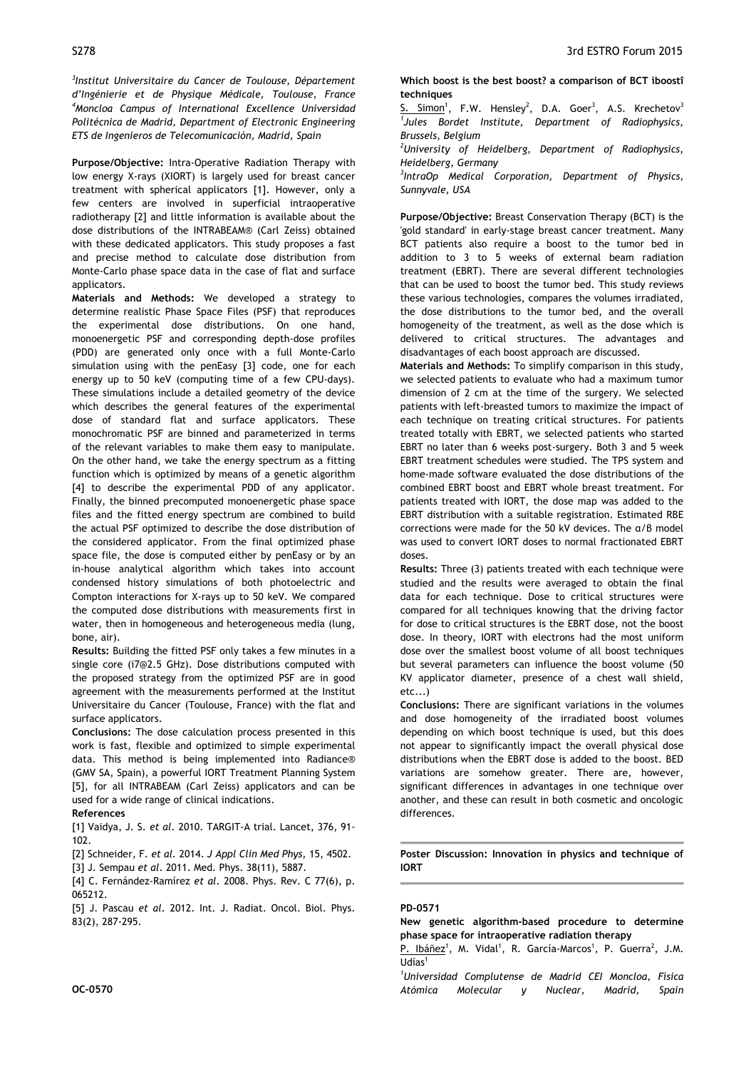[3]*Institut Universitaire du Cancer de Toulouse, Département d'Ingénierie et de Physique Médicale, Toulouse, France*
[4]*Moncloa Campus of International Excellence Universidad Politécnica de Madrid, Department of Electronic Engineering ETS de Ingenieros de Telecomunicación, Madrid, Spain*

**Purpose/Objective:** Intra-Operative Radiation Therapy with low energy X-rays (XIORT) is largely used for breast cancer treatment with spherical applicators [1]. However, only a few centers are involved in superficial intraoperative radiotherapy [2] and little information is available about the dose distributions of the INTRABEAM® (Carl Zeiss) obtained with these dedicated applicators. This study proposes a fast and precise method to calculate dose distribution from Monte-Carlo phase space data in the case of flat and surface applicators.

**Materials and Methods:** We developed a strategy to determine realistic Phase Space Files (PSF) that reproduces the experimental dose distributions. On one hand, monoenergetic PSF and corresponding depth-dose profiles (PDD) are generated only once with a full Monte-Carlo simulation using with the penEasy [3] code, one for each energy up to 50 keV (computing time of a few CPU-days). These simulations include a detailed geometry of the device which describes the general features of the experimental dose of standard flat and surface applicators. These monochromatic PSF are binned and parameterized in terms of the relevant variables to make them easy to manipulate. On the other hand, we take the energy spectrum as a fitting function which is optimized by means of a genetic algorithm [4] to describe the experimental PDD of any applicator. Finally, the binned precomputed monoenergetic phase space files and the fitted energy spectrum are combined to build the actual PSF optimized to describe the dose distribution of the considered applicator. From the final optimized phase space file, the dose is computed either by penEasy or by an in-house analytical algorithm which takes into account condensed history simulations of both photoelectric and Compton interactions for X-rays up to 50 keV. We compared the computed dose distributions with measurements first in water, then in homogeneous and heterogeneous media (lung, bone, air).

**Results:** Building the fitted PSF only takes a few minutes in a single core (i7@2.5 GHz). Dose distributions computed with the proposed strategy from the optimized PSF are in good agreement with the measurements performed at the Institut Universitaire du Cancer (Toulouse, France) with the flat and surface applicators.

**Conclusions:** The dose calculation process presented in this work is fast, flexible and optimized to simple experimental data. This method is being implemented into Radiance® (GMV SA, Spain), a powerful IORT Treatment Planning System [5], for all INTRABEAM (Carl Zeiss) applicators and can be used for a wide range of clinical indications.

**References**

[1] Vaidya, J. S. *et al*. 2010. TARGIT-A trial. Lancet, 376, 91-102.

[2] Schneider, F. *et al*. 2014. *J Appl Clin Med Phys*, 15, 4502.

[3] J. Sempau *et al*. 2011. Med. Phys. 38(11), 5887.

[4] C. Fernández-Ramírez *et al*. 2008. Phys. Rev. C 77(6), p. 065212.

[5] J. Pascau *et al*. 2012. Int. J. Radiat. Oncol. Biol. Phys. 83(2), 287-295.

**OC-0570**

**Which boost is the best boost? a comparison of BCT ìboostî techniques**

S. Simon[1], F.W. Hensley[2], D.A. Goer[3], A.S. Krechetov[3]

[1]*Jules Bordet Institute, Department of Radiophysics, Brussels, Belgium*
[2]*University of Heidelberg, Department of Radiophysics, Heidelberg, Germany*
[3]*IntraOp Medical Corporation, Department of Physics, Sunnyvale, USA*

**Purpose/Objective:** Breast Conservation Therapy (BCT) is the 'gold standard' in early-stage breast cancer treatment. Many BCT patients also require a boost to the tumor bed in addition to 3 to 5 weeks of external beam radiation treatment (EBRT). There are several different technologies that can be used to boost the tumor bed. This study reviews these various technologies, compares the volumes irradiated, the dose distributions to the tumor bed, and the overall homogeneity of the treatment, as well as the dose which is delivered to critical structures. The advantages and disadvantages of each boost approach are discussed.

**Materials and Methods:** To simplify comparison in this study, we selected patients to evaluate who had a maximum tumor dimension of 2 cm at the time of the surgery. We selected patients with left-breasted tumors to maximize the impact of each technique on treating critical structures. For patients treated totally with EBRT, we selected patients who started EBRT no later than 6 weeks post-surgery. Both 3 and 5 week EBRT treatment schedules were studied. The TPS system and home-made software evaluated the dose distributions of the combined EBRT boost and EBRT whole breast treatment. For patients treated with IORT, the dose map was added to the EBRT distribution with a suitable registration. Estimated RBE corrections were made for the 50 kV devices. The $\alpha/\beta$ model was used to convert IORT doses to normal fractionated EBRT doses.

**Results:** Three (3) patients treated with each technique were studied and the results were averaged to obtain the final data for each technique. Dose to critical structures were compared for all techniques knowing that the driving factor for dose to critical structures is the EBRT dose, not the boost dose. In theory, IORT with electrons had the most uniform dose over the smallest boost volume of all boost techniques but several parameters can influence the boost volume (50 KV applicator diameter, presence of a chest wall shield, etc...)

**Conclusions:** There are significant variations in the volumes and dose homogeneity of the irradiated boost volumes depending on which boost technique is used, but this does not appear to significantly impact the overall physical dose distributions when the EBRT dose is added to the boost. BED variations are somehow greater. There are, however, significant differences in advantages in one technique over another, and these can result in both cosmetic and oncologic differences.

## Poster Discussion: Innovation in physics and technique of IORT

**PD-0571**

**New genetic algorithm-based procedure to determine phase space for intraoperative radiation therapy**

P. Ibáñez[1], M. Vidal[1], R. García-Marcos[1], P. Guerra[2], J.M. Udías[1]

[1]*Universidad Complutense de Madrid CEI Moncloa, Física Atómica Molecular y Nuclear, Madrid, Spain*